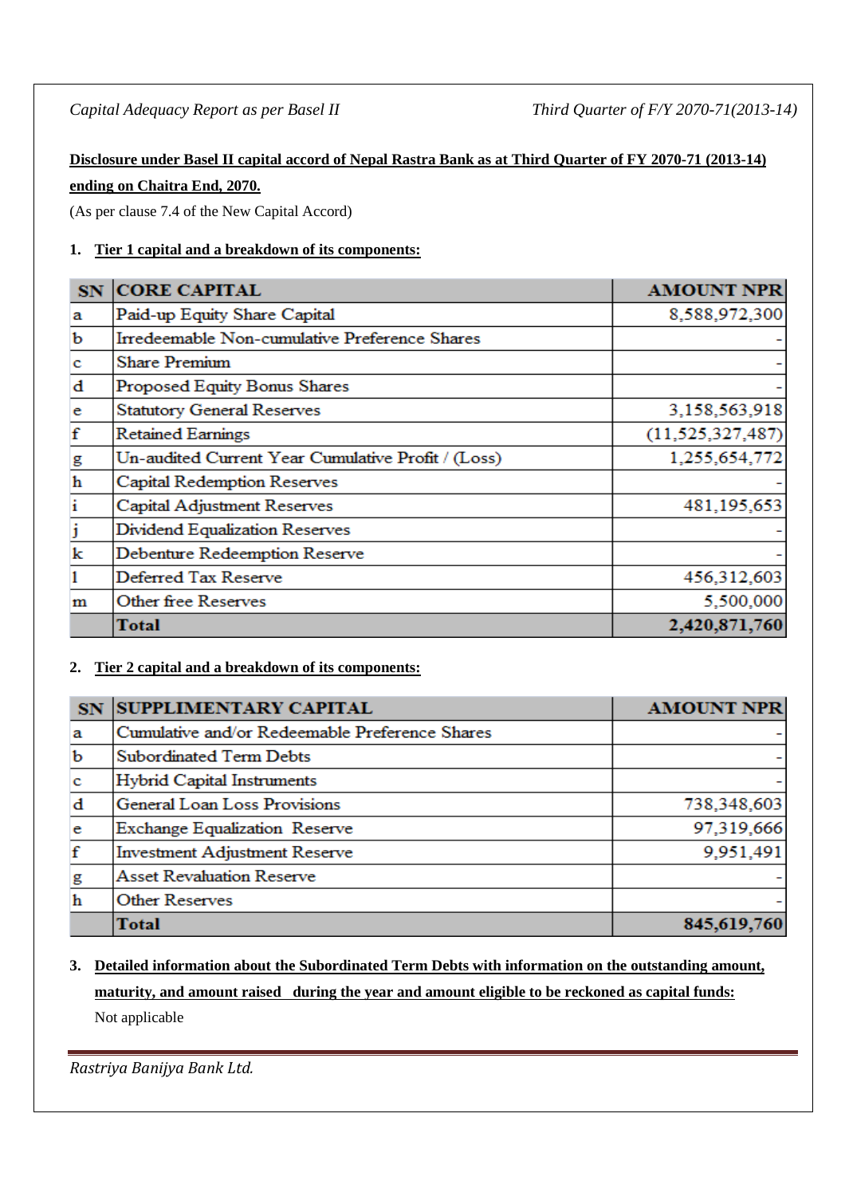**Disclosure under Basel II capital accord of Nepal Rastra Bank as at Third Quarter of FY 2070-71 (2013-14) ending on Chaitra End, 2070.**

(As per clause 7.4 of the New Capital Accord)

1. **Tier 1 capital and a breakdown of its components:**

| SN | CORE CAPITAL | AMOUNT NPR |
|---|---|---|
| a | Paid-up Equity Share Capital | 8,588,972,300 |
| b | Irredeemable Non-cumulative Preference Shares | - |
| c | Share Premium | - |
| d | Proposed Equity Bonus Shares | - |
| e | Statutory General Reserves | 3,158,563,918 |
| f | Retained Earnings | (11,525,327,487) |
| g | Un-audited Current Year Cumulative Profit / (Loss) | 1,255,654,772 |
| h | Capital Redemption Reserves | - |
| i | Capital Adjustment Reserves | 481,195,653 |
| j | Dividend Equalization Reserves | - |
| k | Debenture Redeemption Reserve | - |
| l | Deferred Tax Reserve | 456,312,603 |
| m | Other free Reserves | 5,500,000 |
| | **Total** | **2,420,871,760** |

2. **Tier 2 capital and a breakdown of its components:**

| SN | SUPPLIMENTARY CAPITAL | AMOUNT NPR |
|---|---|---|
| a | Cumulative and/or Redeemable Preference Shares | - |
| b | Subordinated Term Debts | - |
| c | Hybrid Capital Instruments | - |
| d | General Loan Loss Provisions | 738,348,603 |
| e | Exchange Equalization Reserve | 97,319,666 |
| f | Investment Adjustment Reserve | 9,951,491 |
| g | Asset Revaluation Reserve | - |
| h | Other Reserves | - |
| | **Total** | **845,619,760** |

3. **Detailed information about the Subordinated Term Debts with information on the outstanding amount, maturity, and amount raised during the year and amount eligible to be reckoned as capital funds:**

   Not applicable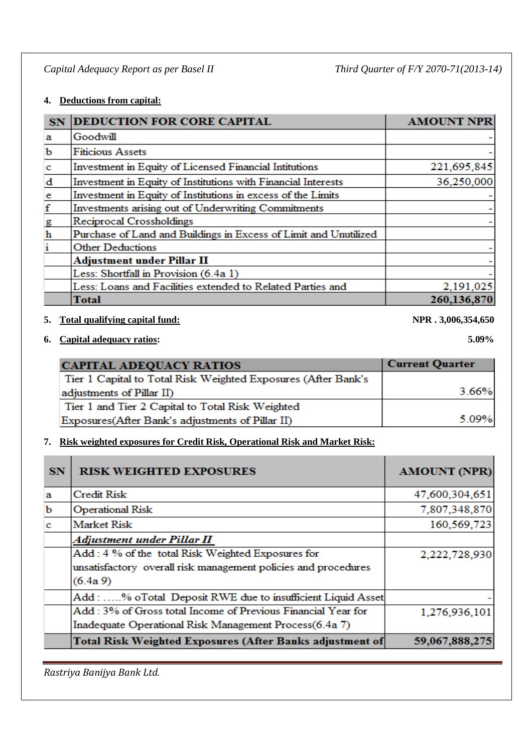**4. Deductions from capital:**

| SN | DEDUCTION FOR CORE CAPITAL | AMOUNT NPR |
|---|---|---|
| a | Goodwill | - |
| b | Fiticious Assets | - |
| c | Investment in Equity of Licensed Financial Intitutions | 221,695,845 |
| d | Investment in Equity of Institutions with Financial Interests | 36,250,000 |
| e | Investment in Equity of Institutions in excess of the Limits | - |
| f | Investments arising out of Underwriting Commitments | - |
| g | Reciprocal Crossholdings | - |
| h | Purchase of Land and Buildings in Excess of Limit and Unutilized | |
| i | Other Deductions | - |
| | **Adjustment under Pillar II** | - |
| | Less: Shortfall in Provision (6.4a 1) | - |
| | Less: Loans and Facilities extended to Related Parties and | 2,191,025 |
| | **Total** | **260,136,870** |

**5. Total qualifying capital fund:** **NPR . 3,006,354,650**

**6. Capital adequacy ratios:** **5.09%**

| CAPITAL ADEQUACY RATIOS | Current Quarter |
|---|---|
| Tier 1 Capital to Total Risk Weighted Exposures (After Bank's adjustments of Pillar II) | 3.66% |
| Tier 1 and Tier 2 Capital to Total Risk Weighted Exposures(After Bank's adjustments of Pillar II) | 5.09% |

**7. Risk weighted exposures for Credit Risk, Operational Risk and Market Risk:**

| SN | RISK WEIGHTED EXPOSURES | AMOUNT (NPR) |
|---|---|---|
| a | Credit Risk | 47,600,304,651 |
| b | Operational Risk | 7,807,348,870 |
| c | Market Risk | 160,569,723 |
| | ***Adjustment under Pillar II*** | |
| | Add : 4 % of the total Risk Weighted Exposures for unsatisfactory overall risk management policies and procedures (6.4a 9) | 2,222,728,930 |
| | Add : .....% oTotal Deposit RWE due to insufficient Liquid Asset | - |
| | Add : 3% of Gross total Income of Previous Financial Year for Inadequate Operational Risk Management Process(6.4a 7) | 1,276,936,101 |
| | **Total Risk Weighted Exposures (After Banks adjustment of** | **59,067,888,275** |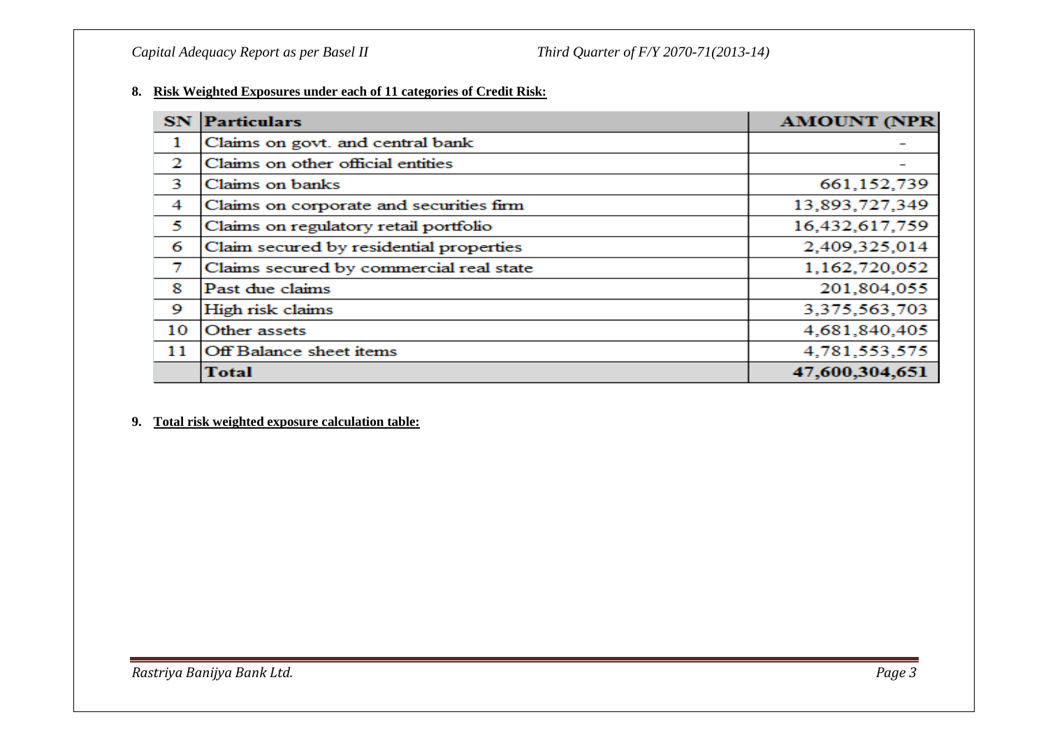**8. Risk Weighted Exposures under each of 11 categories of Credit Risk:**

| SN | Particulars | AMOUNT (NPR |
|---|---|---|
| 1 | Claims on govt. and central bank | - |
| 2 | Claims on other official entities | - |
| 3 | Claims on banks | 661,152,739 |
| 4 | Claims on corporate and securities firm | 13,893,727,349 |
| 5 | Claims on regulatory retail portfolio | 16,432,617,759 |
| 6 | Claim secured by residential properties | 2,409,325,014 |
| 7 | Claims secured by commercial real state | 1,162,720,052 |
| 8 | Past due claims | 201,804,055 |
| 9 | High risk claims | 3,375,563,703 |
| 10 | Other assets | 4,681,840,405 |
| 11 | Off Balance sheet items | 4,781,553,575 |
| | **Total** | **47,600,304,651** |

**9. Total risk weighted exposure calculation table:**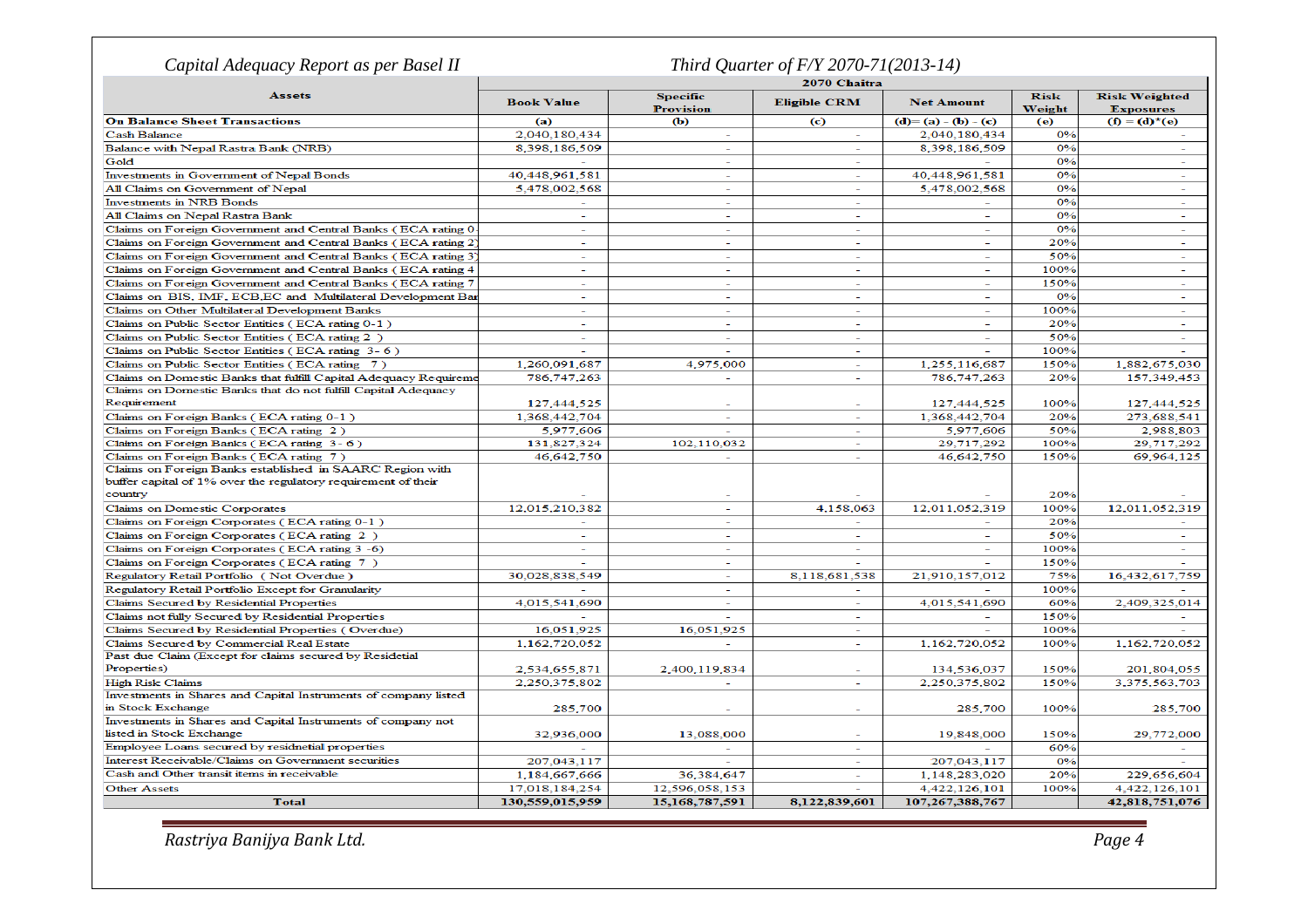Capital Adequacy Report as per Basel II

Third Quarter of F/Y 2070-71(2013-14)

| Assets | 2070 Chaitra | | | | | |
|---|---|---|---|---|---|---|
| | Book Value | Specific Provision | Eligible CRM | Net Amount | Risk Weight | Risk Weighted Exposures |
| **On Balance Sheet Transactions** | (a) | (b) | (c) | (d)= (a) - (b) - (c) | (e) | (f) = (d)*(e) |
| Cash Balance | 2,040,180,434 | - | - | 2,040,180,434 | 0% | - |
| Balance with Nepal Rastra Bank (NRB) | 8,398,186,509 | - | - | 8,398,186,509 | 0% | - |
| Gold | - | - | - | - | 0% | - |
| Investments in Government of Nepal Bonds | 40,448,961,581 | - | - | 40,448,961,581 | 0% | - |
| All Claims on Government of Nepal | 5,478,002,568 | - | - | 5,478,002,568 | 0% | - |
| Investments in NRB Bonds | - | - | - | - | 0% | - |
| All Claims on Nepal Rastra Bank | - | - | - | - | 0% | - |
| Claims on Foreign Government and Central Banks ( ECA rating 0 | - | - | - | - | 0% | - |
| Claims on Foreign Government and Central Banks ( ECA rating 2) | - | - | - | - | 20% | - |
| Claims on Foreign Government and Central Banks ( ECA rating 3) | - | - | - | - | 50% | - |
| Claims on Foreign Government and Central Banks ( ECA rating 4 | - | - | - | - | 100% | - |
| Claims on Foreign Government and Central Banks ( ECA rating 7 | - | - | - | - | 150% | - |
| Claims on BIS, IMF, ECB,EC and Multilateral Development Bar | - | - | - | - | 0% | - |
| Claims on Other Multilateral Development Banks | - | - | - | - | 100% | - |
| Claims on Public Sector Entities ( ECA rating 0-1 ) | - | - | - | - | 20% | - |
| Claims on Public Sector Entities ( ECA rating 2 ) | - | - | - | - | 50% | - |
| Claims on Public Sector Entities ( ECA rating 3- 6 ) | - | - | - | - | 100% | - |
| Claims on Public Sector Entities ( ECA rating 7 ) | 1,260,091,687 | 4,975,000 | - | 1,255,116,687 | 150% | 1,882,675,030 |
| Claims on Domestic Banks that fulfill Capital Adequacy Requireme | 786,747,263 | - | - | 786,747,263 | 20% | 157,349,453 |
| Claims on Domestic Banks that do not fulfill Capital Adequacy Requirement | 127,444,525 | - | - | 127,444,525 | 100% | 127,444,525 |
| Claims on Foreign Banks ( ECA rating 0-1 ) | 1,368,442,704 | - | - | 1,368,442,704 | 20% | 273,688,541 |
| Claims on Foreign Banks ( ECA rating 2 ) | 5,977,606 | - | - | 5,977,606 | 50% | 2,988,803 |
| Claims on Foreign Banks ( ECA rating 3- 6 ) | 131,827,324 | 102,110,032 | - | 29,717,292 | 100% | 29,717,292 |
| Claims on Foreign Banks ( ECA rating 7 ) | 46,642,750 | - | - | 46,642,750 | 150% | 69,964,125 |
| Claims on Foreign Banks established in SAARC Region with buffer capital of 1% over the regulatory requirement of their country | - | - | - | - | 20% | - |
| Claims on Domestic Corporates | 12,015,210,382 | - | 4,158,063 | 12,011,052,319 | 100% | 12,011,052,319 |
| Claims on Foreign Corporates ( ECA rating 0-1 ) | - | - | - | - | 20% | - |
| Claims on Foreign Corporates ( ECA rating 2 ) | - | - | - | - | 50% | - |
| Claims on Foreign Corporates ( ECA rating 3 -6) | - | - | - | - | 100% | - |
| Claims on Foreign Corporates ( ECA rating 7 ) | - | - | - | - | 150% | - |
| Regulatory Retail Portfolio ( Not Overdue ) | 30,028,838,549 | - | 8,118,681,538 | 21,910,157,012 | 75% | 16,432,617,759 |
| Regulatory Retail Portfolio Except for Granularity | - | - | - | - | 100% | - |
| Claims Secured by Residential Properties | 4,015,541,690 | - | - | 4,015,541,690 | 60% | 2,409,325,014 |
| Claims not fully Secured by Residential Properties | - | - | - | - | 150% | - |
| Claims Secured by Residential Properties ( Overdue) | 16,051,925 | 16,051,925 | - | - | 100% | - |
| Claims Secured by Commercial Real Estate | 1,162,720,052 | - | - | 1,162,720,052 | 100% | 1,162,720,052 |
| Past due Claim (Except for claims secured by Residetial Properties) | 2,534,655,871 | 2,400,119,834 | - | 134,536,037 | 150% | 201,804,055 |
| High Risk Claims | 2,250,375,802 | - | - | 2,250,375,802 | 150% | 3,375,563,703 |
| Investments in Shares and Capital Instruments of company listed in Stock Exchange | 285,700 | - | - | 285,700 | 100% | 285,700 |
| Investments in Shares and Capital Instruments of company not listed in Stock Exchange | 32,936,000 | 13,088,000 | - | 19,848,000 | 150% | 29,772,000 |
| Employee Loans secured by residnetial properties | - | - | - | - | 60% | - |
| Interest Receivable/Claims on Government securities | 207,043,117 | - | - | 207,043,117 | 0% | - |
| Cash and Other transit items in receivable | 1,184,667,666 | 36,384,647 | - | 1,148,283,020 | 20% | 229,656,604 |
| Other Assets | 17,018,184,254 | 12,596,058,153 | - | 4,422,126,101 | 100% | 4,422,126,101 |
| **Total** | **130,559,015,959** | **15,168,787,591** | **8,122,839,601** | **107,267,388,767** | | **42,818,751,076** |

Rastriya Banijya Bank Ltd.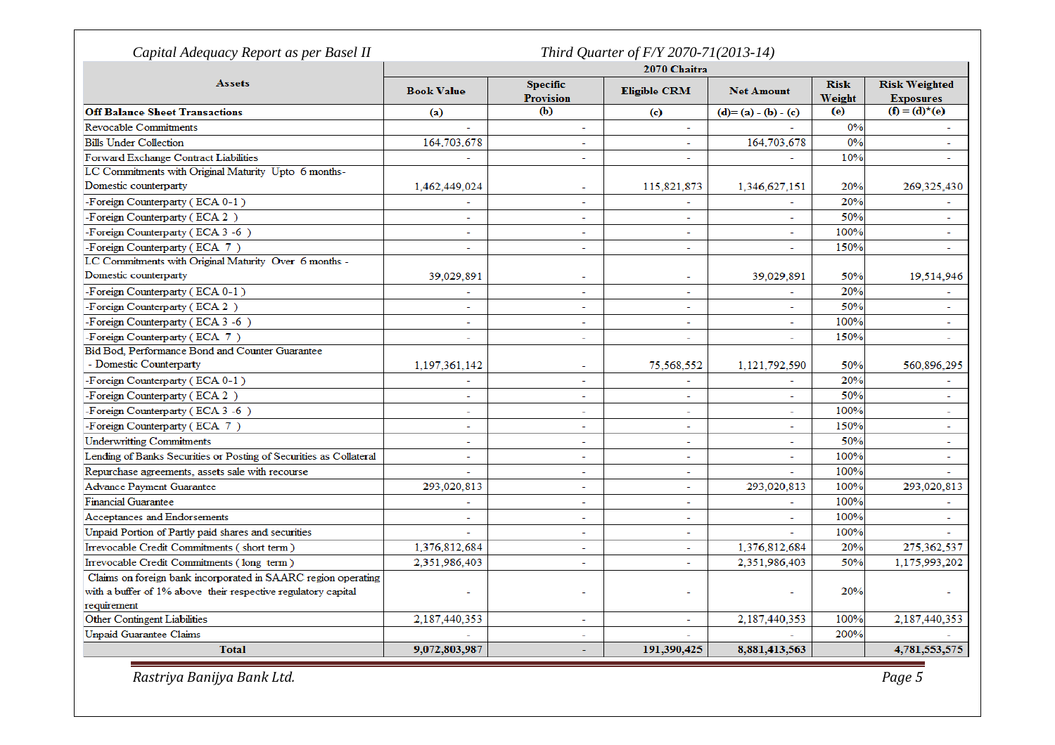*Capital Adequacy Report as per Basel II* *Third Quarter of F/Y 2070-71(2013-14)*

| Assets | 2070 Chaitra | | | | | |
|---|---|---|---|---|---|---|
| | Book Value | Specific Provision | Eligible CRM | Net Amount | Risk Weight | Risk Weighted Exposures |
| **Off Balance Sheet Transactions** | (a) | (b) | (c) | (d)= (a) - (b) - (c) | (e) | (f) = (d)*(e) |
| Revocable Commitments | - | - | - | - | 0% | - |
| Bills Under Collection | 164,703,678 | - | - | 164,703,678 | 0% | - |
| Forward Exchange Contract Liabilities | - | - | - | - | 10% | - |
| LC Commitments with Original Maturity Upto 6 months- Domestic counterparty | 1,462,449,024 | - | 115,821,873 | 1,346,627,151 | 20% | 269,325,430 |
| -Foreign Counterparty ( ECA 0-1 ) | - | - | - | - | 20% | - |
| -Foreign Counterparty ( ECA 2 ) | - | - | - | - | 50% | - |
| -Foreign Counterparty ( ECA 3 -6 ) | - | - | - | - | 100% | - |
| -Foreign Counterparty ( ECA 7 ) | - | - | - | - | 150% | - |
| LC Commitments with Original Maturity Over 6 months - Domestic counterparty | 39,029,891 | - | - | 39,029,891 | 50% | 19,514,946 |
| -Foreign Counterparty ( ECA 0-1 ) | - | - | - | - | 20% | - |
| -Foreign Counterparty ( ECA 2 ) | - | - | - | - | 50% | - |
| -Foreign Counterparty ( ECA 3 -6 ) | - | - | - | - | 100% | - |
| -Foreign Counterparty ( ECA 7 ) | - | - | - | - | 150% | - |
| Bid Bod, Performance Bond and Counter Guarantee - Domestic Counterparty | 1,197,361,142 | - | 75,568,552 | 1,121,792,590 | 50% | 560,896,295 |
| -Foreign Counterparty ( ECA 0-1 ) | - | - | - | - | 20% | - |
| -Foreign Counterparty ( ECA 2 ) | - | - | - | - | 50% | - |
| -Foreign Counterparty ( ECA 3 -6 ) | - | - | - | - | 100% | - |
| -Foreign Counterparty ( ECA 7 ) | - | - | - | - | 150% | - |
| Underwritting Commitments | - | - | - | - | 50% | - |
| Lending of Banks Securities or Posting of Securities as Collateral | - | - | - | - | 100% | - |
| Repurchase agreements, assets sale with recourse | - | - | - | - | 100% | - |
| Advance Payment Guarantee | 293,020,813 | - | - | 293,020,813 | 100% | 293,020,813 |
| Financial Guarantee | - | - | - | - | 100% | - |
| Acceptances and Endorsements | - | - | - | - | 100% | - |
| Unpaid Portion of Partly paid shares and securities | - | - | - | - | 100% | - |
| Irrevocable Credit Commitments ( short term ) | 1,376,812,684 | - | - | 1,376,812,684 | 20% | 275,362,537 |
| Irrevocable Credit Commitments ( long term ) | 2,351,986,403 | - | - | 2,351,986,403 | 50% | 1,175,993,202 |
| Claims on foreign bank incorporated in SAARC region operating with a buffer of 1% above their respective regulatory capital requirement | - | - | - | - | 20% | - |
| Other Contingent Liabilities | 2,187,440,353 | - | - | 2,187,440,353 | 100% | 2,187,440,353 |
| Unpaid Guarantee Claims | - | - | - | - | 200% | - |
| **Total** | **9,072,803,987** | **-** | **191,390,425** | **8,881,413,563** | | **4,781,553,575** |

*Rastriya Banijya Bank Ltd.*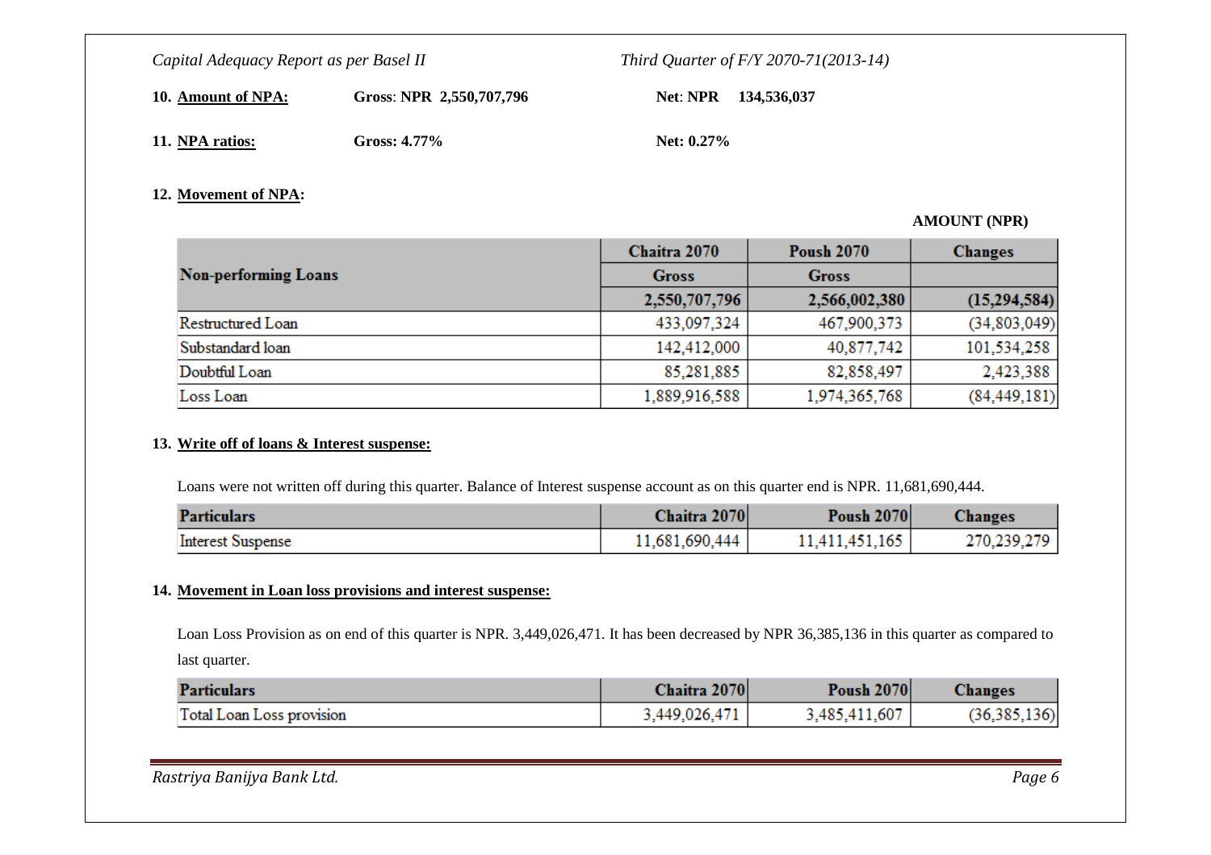**10. Amount of NPA:** **Gross: NPR 2,550,707,796** **Net: NPR 134,536,037**

**11. NPA ratios:** **Gross: 4.77%** **Net: 0.27%**

**12. Movement of NPA:**

**AMOUNT (NPR)**

| Non-performing Loans | Chaitra 2070 | Poush 2070 | Changes |
|---|---|---|---|
| | Gross | Gross | |
| | 2,550,707,796 | 2,566,002,380 | (15,294,584) |
| Restructured Loan | 433,097,324 | 467,900,373 | (34,803,049) |
| Substandard loan | 142,412,000 | 40,877,742 | 101,534,258 |
| Doubtful Loan | 85,281,885 | 82,858,497 | 2,423,388 |
| Loss Loan | 1,889,916,588 | 1,974,365,768 | (84,449,181) |

**13. Write off of loans & Interest suspense:**

Loans were not written off during this quarter. Balance of Interest suspense account as on this quarter end is NPR. 11,681,690,444.

| Particulars | Chaitra 2070 | Poush 2070 | Changes |
|---|---|---|---|
| Interest Suspense | 11,681,690,444 | 11,411,451,165 | 270,239,279 |

**14. Movement in Loan loss provisions and interest suspense:**

Loan Loss Provision as on end of this quarter is NPR. 3,449,026,471. It has been decreased by NPR 36,385,136 in this quarter as compared to last quarter.

| Particulars | Chaitra 2070 | Poush 2070 | Changes |
|---|---|---|---|
| Total Loan Loss provision | 3,449,026,471 | 3,485,411,607 | (36,385,136) |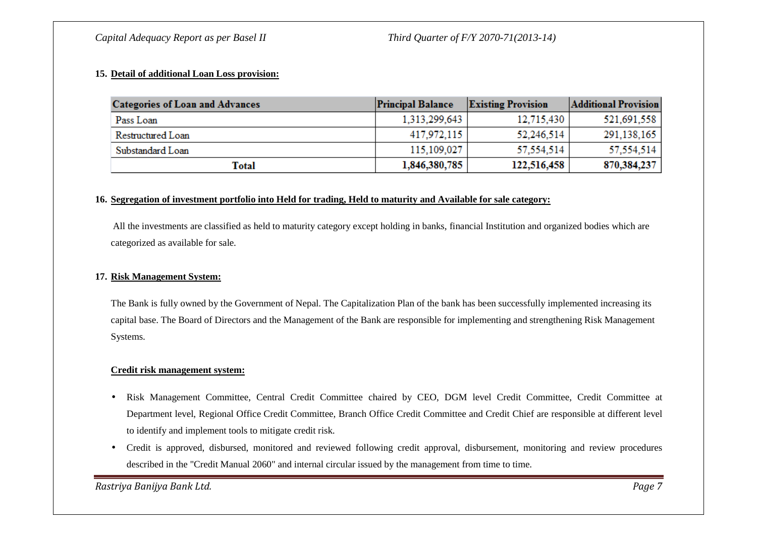## 15. Detail of additional Loan Loss provision:

| Categories of Loan and Advances | Principal Balance | Existing Provision | Additional Provision |
|---|---|---|---|
| Pass Loan | 1,313,299,643 | 12,715,430 | 521,691,558 |
| Restructured Loan | 417,972,115 | 52,246,514 | 291,138,165 |
| Substandard Loan | 115,109,027 | 57,554,514 | 57,554,514 |
| **Total** | **1,846,380,785** | **122,516,458** | **870,384,237** |

## 16. Segregation of investment portfolio into Held for trading, Held to maturity and Available for sale category:

All the investments are classified as held to maturity category except holding in banks, financial Institution and organized bodies which are categorized as available for sale.

## 17. Risk Management System:

The Bank is fully owned by the Government of Nepal. The Capitalization Plan of the bank has been successfully implemented increasing its capital base. The Board of Directors and the Management of the Bank are responsible for implementing and strengthening Risk Management Systems.

**Credit risk management system:**

- Risk Management Committee, Central Credit Committee chaired by CEO, DGM level Credit Committee, Credit Committee at Department level, Regional Office Credit Committee, Branch Office Credit Committee and Credit Chief are responsible at different level to identify and implement tools to mitigate credit risk.
- Credit is approved, disbursed, monitored and reviewed following credit approval, disbursement, monitoring and review procedures described in the "Credit Manual 2060" and internal circular issued by the management from time to time.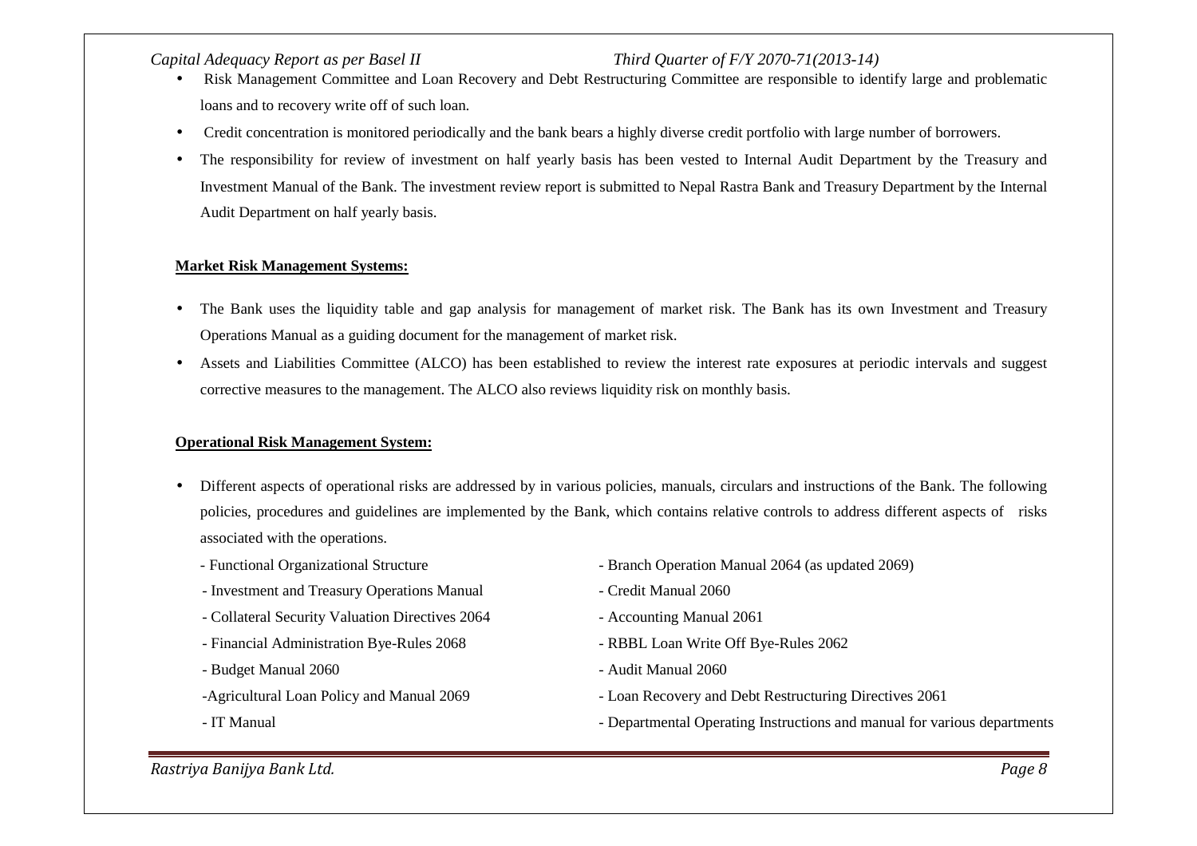- Risk Management Committee and Loan Recovery and Debt Restructuring Committee are responsible to identify large and problematic loans and to recovery write off of such loan.
- Credit concentration is monitored periodically and the bank bears a highly diverse credit portfolio with large number of borrowers.
- The responsibility for review of investment on half yearly basis has been vested to Internal Audit Department by the Treasury and Investment Manual of the Bank. The investment review report is submitted to Nepal Rastra Bank and Treasury Department by the Internal Audit Department on half yearly basis.

**Market Risk Management Systems:**

- The Bank uses the liquidity table and gap analysis for management of market risk. The Bank has its own Investment and Treasury Operations Manual as a guiding document for the management of market risk.
- Assets and Liabilities Committee (ALCO) has been established to review the interest rate exposures at periodic intervals and suggest corrective measures to the management. The ALCO also reviews liquidity risk on monthly basis.

**Operational Risk Management System:**

- Different aspects of operational risks are addressed by in various policies, manuals, circulars and instructions of the Bank. The following policies, procedures and guidelines are implemented by the Bank, which contains relative controls to address different aspects of risks associated with the operations.

  - Functional Organizational Structure
  - Investment and Treasury Operations Manual
  - Collateral Security Valuation Directives 2064
  - Financial Administration Bye-Rules 2068
  - Budget Manual 2060
  - Agricultural Loan Policy and Manual 2069
  - IT Manual
  - Branch Operation Manual 2064 (as updated 2069)
  - Credit Manual 2060
  - Accounting Manual 2061
  - RBBL Loan Write Off Bye-Rules 2062
  - Audit Manual 2060
  - Loan Recovery and Debt Restructuring Directives 2061
  - Departmental Operating Instructions and manual for various departments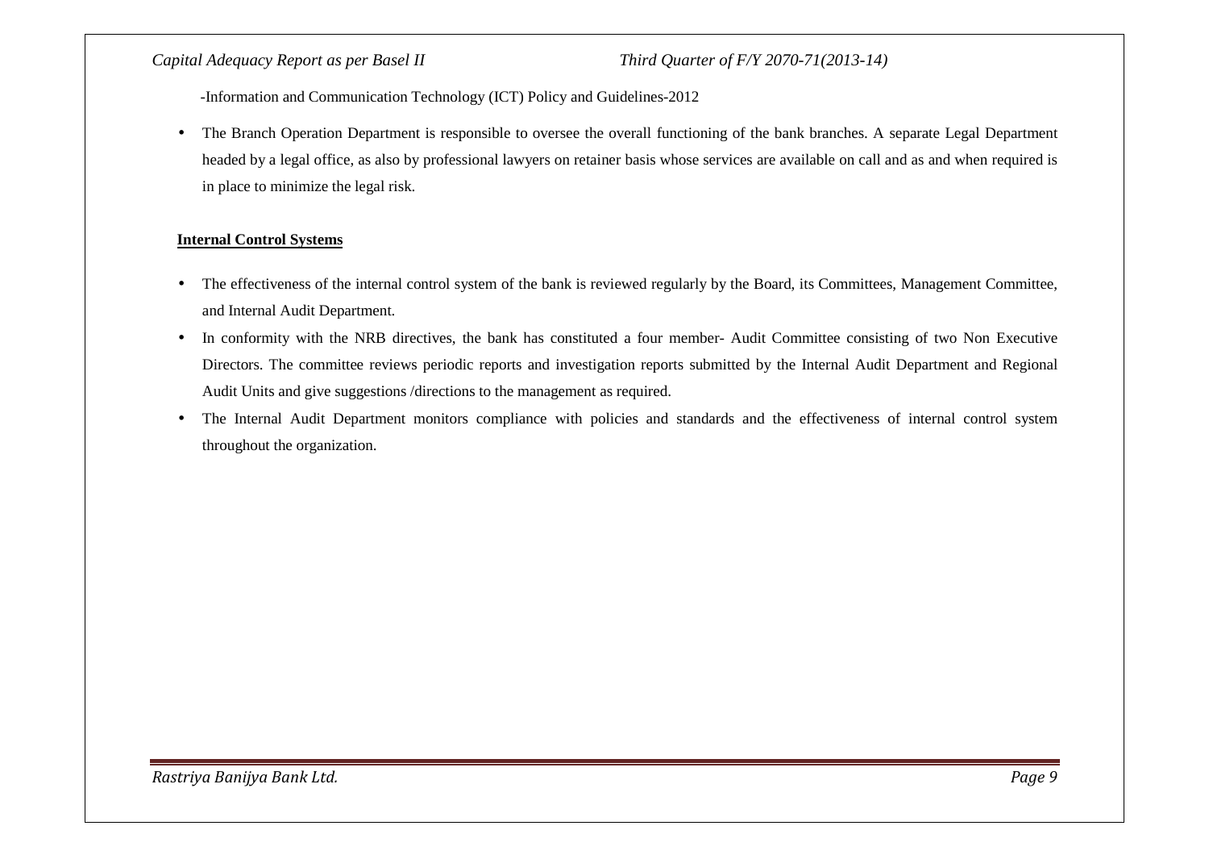-Information and Communication Technology (ICT) Policy and Guidelines-2012

- The Branch Operation Department is responsible to oversee the overall functioning of the bank branches. A separate Legal Department headed by a legal office, as also by professional lawyers on retainer basis whose services are available on call and as and when required is in place to minimize the legal risk.

**Internal Control Systems**

- The effectiveness of the internal control system of the bank is reviewed regularly by the Board, its Committees, Management Committee, and Internal Audit Department.
- In conformity with the NRB directives, the bank has constituted a four member- Audit Committee consisting of two Non Executive Directors. The committee reviews periodic reports and investigation reports submitted by the Internal Audit Department and Regional Audit Units and give suggestions /directions to the management as required.
- The Internal Audit Department monitors compliance with policies and standards and the effectiveness of internal control system throughout the organization.